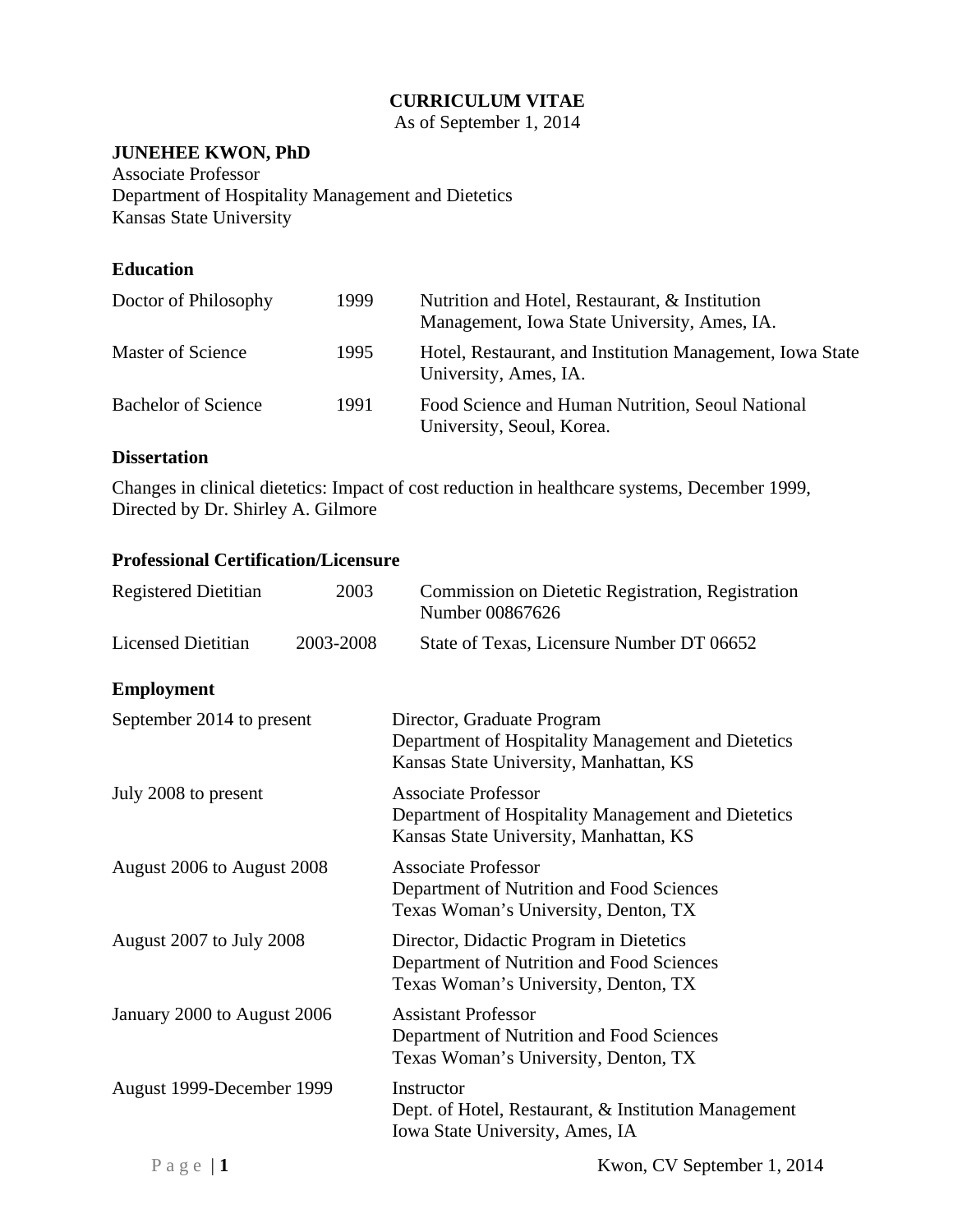# CURRICULUM VITAE

As of September 1, 2014

**JUNEHEE KWON, PhD**
Associate Professor
Department of Hospitality Management and Dietetics
Kansas State University

## Education

| | | |
|---|---|---|
| Doctor of Philosophy | 1999 | Nutrition and Hotel, Restaurant, & Institution Management, Iowa State University, Ames, IA. |
| Master of Science | 1995 | Hotel, Restaurant, and Institution Management, Iowa State University, Ames, IA. |
| Bachelor of Science | 1991 | Food Science and Human Nutrition, Seoul National University, Seoul, Korea. |

## Dissertation

Changes in clinical dietetics: Impact of cost reduction in healthcare systems, December 1999, Directed by Dr. Shirley A. Gilmore

## Professional Certification/Licensure

| | | |
|---|---|---|
| Registered Dietitian | 2003 | Commission on Dietetic Registration, Registration Number 00867626 |
| Licensed Dietitian | 2003-2008 | State of Texas, Licensure Number DT 06652 |

## Employment

| | |
|---|---|
| September 2014 to present | Director, Graduate Program<br>Department of Hospitality Management and Dietetics<br>Kansas State University, Manhattan, KS |
| July 2008 to present | Associate Professor<br>Department of Hospitality Management and Dietetics<br>Kansas State University, Manhattan, KS |
| August 2006 to August 2008 | Associate Professor<br>Department of Nutrition and Food Sciences<br>Texas Woman's University, Denton, TX |
| August 2007 to July 2008 | Director, Didactic Program in Dietetics<br>Department of Nutrition and Food Sciences<br>Texas Woman's University, Denton, TX |
| January 2000 to August 2006 | Assistant Professor<br>Department of Nutrition and Food Sciences<br>Texas Woman's University, Denton, TX |
| August 1999-December 1999 | Instructor<br>Dept. of Hotel, Restaurant, & Institution Management<br>Iowa State University, Ames, IA |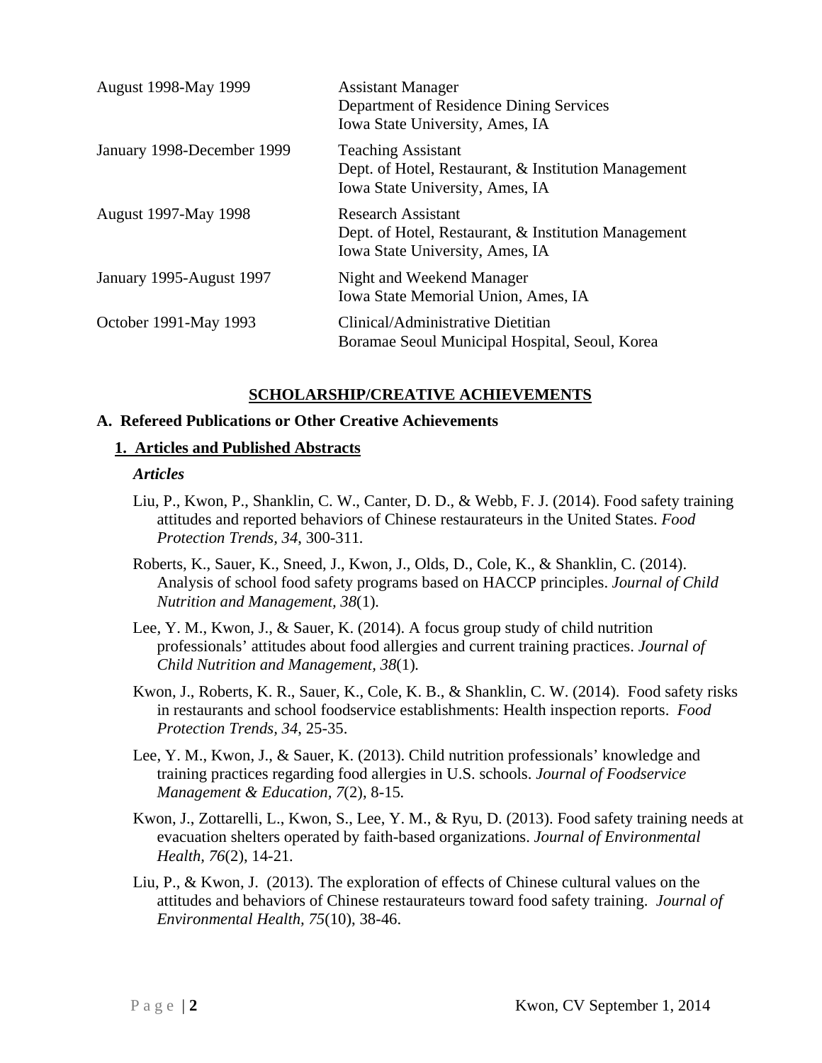| | |
|---|---|
| August 1998-May 1999 | Assistant Manager<br>Department of Residence Dining Services<br>Iowa State University, Ames, IA |
| January 1998-December 1999 | Teaching Assistant<br>Dept. of Hotel, Restaurant, & Institution Management<br>Iowa State University, Ames, IA |
| August 1997-May 1998 | Research Assistant<br>Dept. of Hotel, Restaurant, & Institution Management<br>Iowa State University, Ames, IA |
| January 1995-August 1997 | Night and Weekend Manager<br>Iowa State Memorial Union, Ames, IA |
| October 1991-May 1993 | Clinical/Administrative Dietitian<br>Boramae Seoul Municipal Hospital, Seoul, Korea |

## SCHOLARSHIP/CREATIVE ACHIEVEMENTS

### A. Refereed Publications or Other Creative Achievements

#### 1. Articles and Published Abstracts

***Articles***

Liu, P., Kwon, P., Shanklin, C. W., Canter, D. D., & Webb, F. J. (2014). Food safety training attitudes and reported behaviors of Chinese restaurateurs in the United States. *Food Protection Trends, 34*, 300-311.

Roberts, K., Sauer, K., Sneed, J., Kwon, J., Olds, D., Cole, K., & Shanklin, C. (2014). Analysis of school food safety programs based on HACCP principles. *Journal of Child Nutrition and Management, 38*(1).

Lee, Y. M., Kwon, J., & Sauer, K. (2014). A focus group study of child nutrition professionals' attitudes about food allergies and current training practices. *Journal of Child Nutrition and Management, 38*(1).

Kwon, J., Roberts, K. R., Sauer, K., Cole, K. B., & Shanklin, C. W. (2014). Food safety risks in restaurants and school foodservice establishments: Health inspection reports. *Food Protection Trends, 34*, 25-35.

Lee, Y. M., Kwon, J., & Sauer, K. (2013). Child nutrition professionals' knowledge and training practices regarding food allergies in U.S. schools. *Journal of Foodservice Management & Education, 7*(2), 8-15.

Kwon, J., Zottarelli, L., Kwon, S., Lee, Y. M., & Ryu, D. (2013). Food safety training needs at evacuation shelters operated by faith-based organizations. *Journal of Environmental Health, 76*(2), 14-21.

Liu, P., & Kwon, J. (2013). The exploration of effects of Chinese cultural values on the attitudes and behaviors of Chinese restaurateurs toward food safety training. *Journal of Environmental Health, 75*(10), 38-46.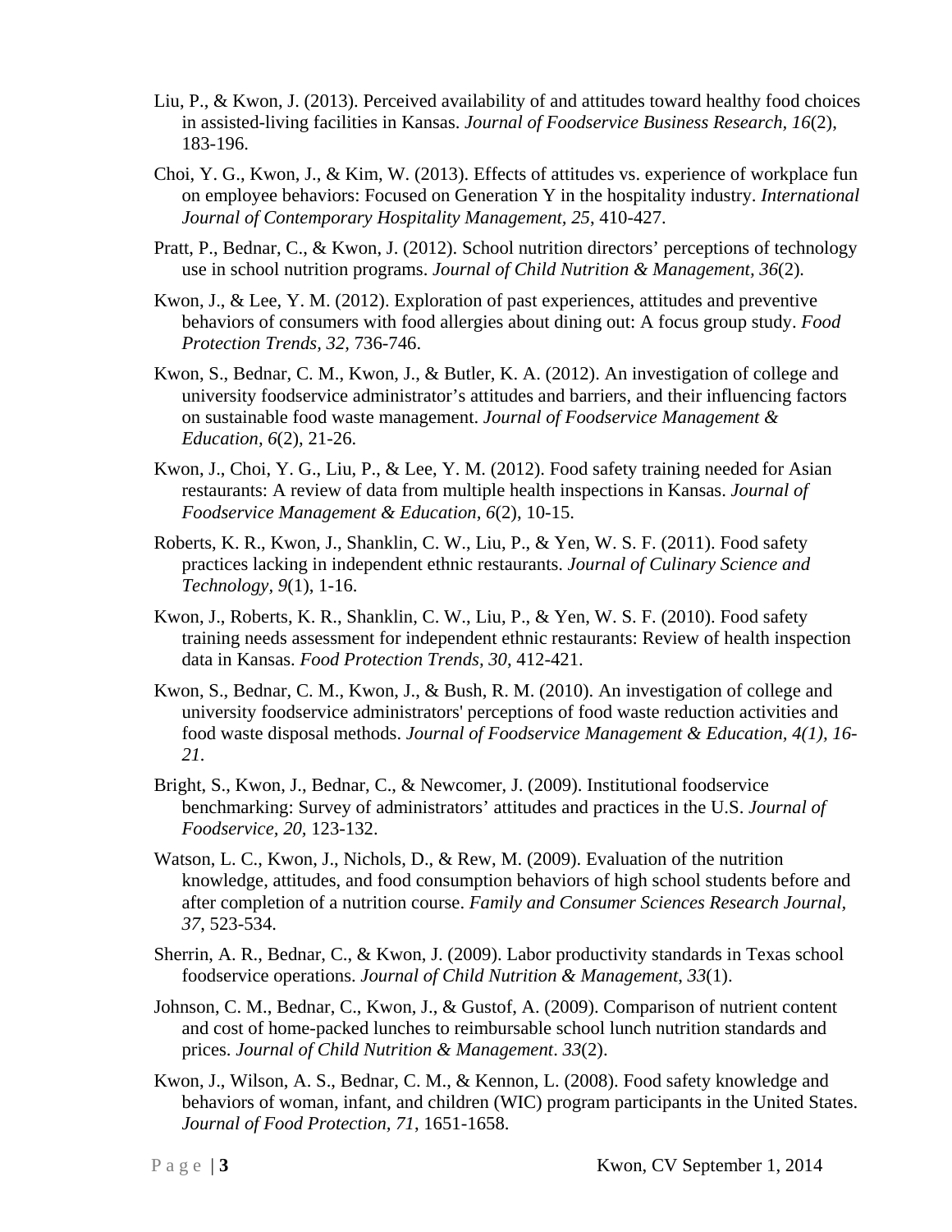Liu, P., & Kwon, J. (2013). Perceived availability of and attitudes toward healthy food choices in assisted-living facilities in Kansas. *Journal of Foodservice Business Research, 16*(2), 183-196.

Choi, Y. G., Kwon, J., & Kim, W. (2013). Effects of attitudes vs. experience of workplace fun on employee behaviors: Focused on Generation Y in the hospitality industry. *International Journal of Contemporary Hospitality Management, 25*, 410-427.

Pratt, P., Bednar, C., & Kwon, J. (2012). School nutrition directors' perceptions of technology use in school nutrition programs. *Journal of Child Nutrition & Management, 36*(2).

Kwon, J., & Lee, Y. M. (2012). Exploration of past experiences, attitudes and preventive behaviors of consumers with food allergies about dining out: A focus group study. *Food Protection Trends, 32,* 736-746.

Kwon, S., Bednar, C. M., Kwon, J., & Butler, K. A. (2012). An investigation of college and university foodservice administrator's attitudes and barriers, and their influencing factors on sustainable food waste management. *Journal of Foodservice Management & Education, 6*(2), 21-26.

Kwon, J., Choi, Y. G., Liu, P., & Lee, Y. M. (2012). Food safety training needed for Asian restaurants: A review of data from multiple health inspections in Kansas. *Journal of Foodservice Management & Education, 6*(2), 10-15.

Roberts, K. R., Kwon, J., Shanklin, C. W., Liu, P., & Yen, W. S. F. (2011). Food safety practices lacking in independent ethnic restaurants. *Journal of Culinary Science and Technology, 9*(1), 1-16.

Kwon, J., Roberts, K. R., Shanklin, C. W., Liu, P., & Yen, W. S. F. (2010). Food safety training needs assessment for independent ethnic restaurants: Review of health inspection data in Kansas. *Food Protection Trends, 30*, 412-421.

Kwon, S., Bednar, C. M., Kwon, J., & Bush, R. M. (2010). An investigation of college and university foodservice administrators' perceptions of food waste reduction activities and food waste disposal methods. *Journal of Foodservice Management & Education, 4(1), 16-21*.

Bright, S., Kwon, J., Bednar, C., & Newcomer, J. (2009). Institutional foodservice benchmarking: Survey of administrators' attitudes and practices in the U.S. *Journal of Foodservice, 20,* 123-132.

Watson, L. C., Kwon, J., Nichols, D., & Rew, M. (2009). Evaluation of the nutrition knowledge, attitudes, and food consumption behaviors of high school students before and after completion of a nutrition course. *Family and Consumer Sciences Research Journal, 37*, 523-534.

Sherrin, A. R., Bednar, C., & Kwon, J. (2009). Labor productivity standards in Texas school foodservice operations. *Journal of Child Nutrition & Management, 33*(1).

Johnson, C. M., Bednar, C., Kwon, J., & Gustof, A. (2009). Comparison of nutrient content and cost of home-packed lunches to reimbursable school lunch nutrition standards and prices. *Journal of Child Nutrition & Management*. *33*(2).

Kwon, J., Wilson, A. S., Bednar, C. M., & Kennon, L. (2008). Food safety knowledge and behaviors of woman, infant, and children (WIC) program participants in the United States. *Journal of Food Protection, 71*, 1651-1658.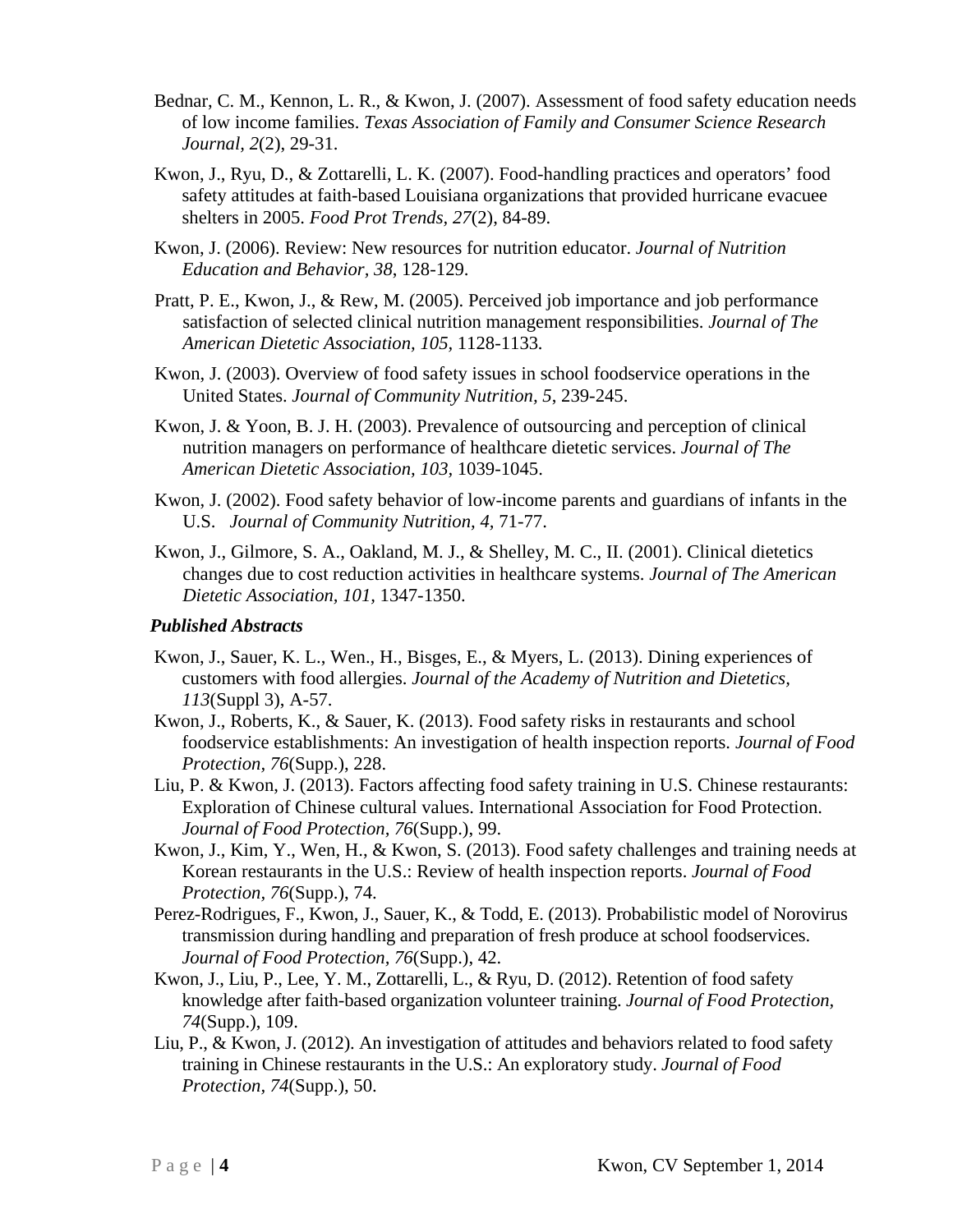Bednar, C. M., Kennon, L. R., & Kwon, J. (2007). Assessment of food safety education needs of low income families. *Texas Association of Family and Consumer Science Research Journal, 2*(2), 29-31.

Kwon, J., Ryu, D., & Zottarelli, L. K. (2007). Food-handling practices and operators' food safety attitudes at faith-based Louisiana organizations that provided hurricane evacuee shelters in 2005. *Food Prot Trends, 27*(2), 84-89.

Kwon, J. (2006). Review: New resources for nutrition educator. *Journal of Nutrition Education and Behavior, 38*, 128-129.

Pratt, P. E., Kwon, J., & Rew, M. (2005). Perceived job importance and job performance satisfaction of selected clinical nutrition management responsibilities. *Journal of The American Dietetic Association, 105*, 1128-1133.

Kwon, J. (2003). Overview of food safety issues in school foodservice operations in the United States. *Journal of Community Nutrition, 5*, 239-245.

Kwon, J. & Yoon, B. J. H. (2003). Prevalence of outsourcing and perception of clinical nutrition managers on performance of healthcare dietetic services. *Journal of The American Dietetic Association, 103,* 1039-1045.

Kwon, J. (2002). Food safety behavior of low-income parents and guardians of infants in the U.S. *Journal of Community Nutrition, 4,* 71-77.

Kwon, J., Gilmore, S. A., Oakland, M. J., & Shelley, M. C., II. (2001). Clinical dietetics changes due to cost reduction activities in healthcare systems. *Journal of The American Dietetic Association, 101,* 1347-1350.

### *Published Abstracts*

Kwon, J., Sauer, K. L., Wen., H., Bisges, E., & Myers, L. (2013). Dining experiences of customers with food allergies. *Journal of the Academy of Nutrition and Dietetics, 113*(Suppl 3), A-57.

Kwon, J., Roberts, K., & Sauer, K. (2013). Food safety risks in restaurants and school foodservice establishments: An investigation of health inspection reports. *Journal of Food Protection, 76*(Supp.), 228.

Liu, P. & Kwon, J. (2013). Factors affecting food safety training in U.S. Chinese restaurants: Exploration of Chinese cultural values. International Association for Food Protection. *Journal of Food Protection, 76*(Supp.), 99.

Kwon, J., Kim, Y., Wen, H., & Kwon, S. (2013). Food safety challenges and training needs at Korean restaurants in the U.S.: Review of health inspection reports. *Journal of Food Protection, 76*(Supp.), 74.

Perez-Rodrigues, F., Kwon, J., Sauer, K., & Todd, E. (2013). Probabilistic model of Norovirus transmission during handling and preparation of fresh produce at school foodservices. *Journal of Food Protection, 76*(Supp.), 42.

Kwon, J., Liu, P., Lee, Y. M., Zottarelli, L., & Ryu, D. (2012). Retention of food safety knowledge after faith-based organization volunteer training. *Journal of Food Protection, 74*(Supp.), 109.

Liu, P., & Kwon, J. (2012). An investigation of attitudes and behaviors related to food safety training in Chinese restaurants in the U.S.: An exploratory study. *Journal of Food Protection, 74*(Supp.), 50.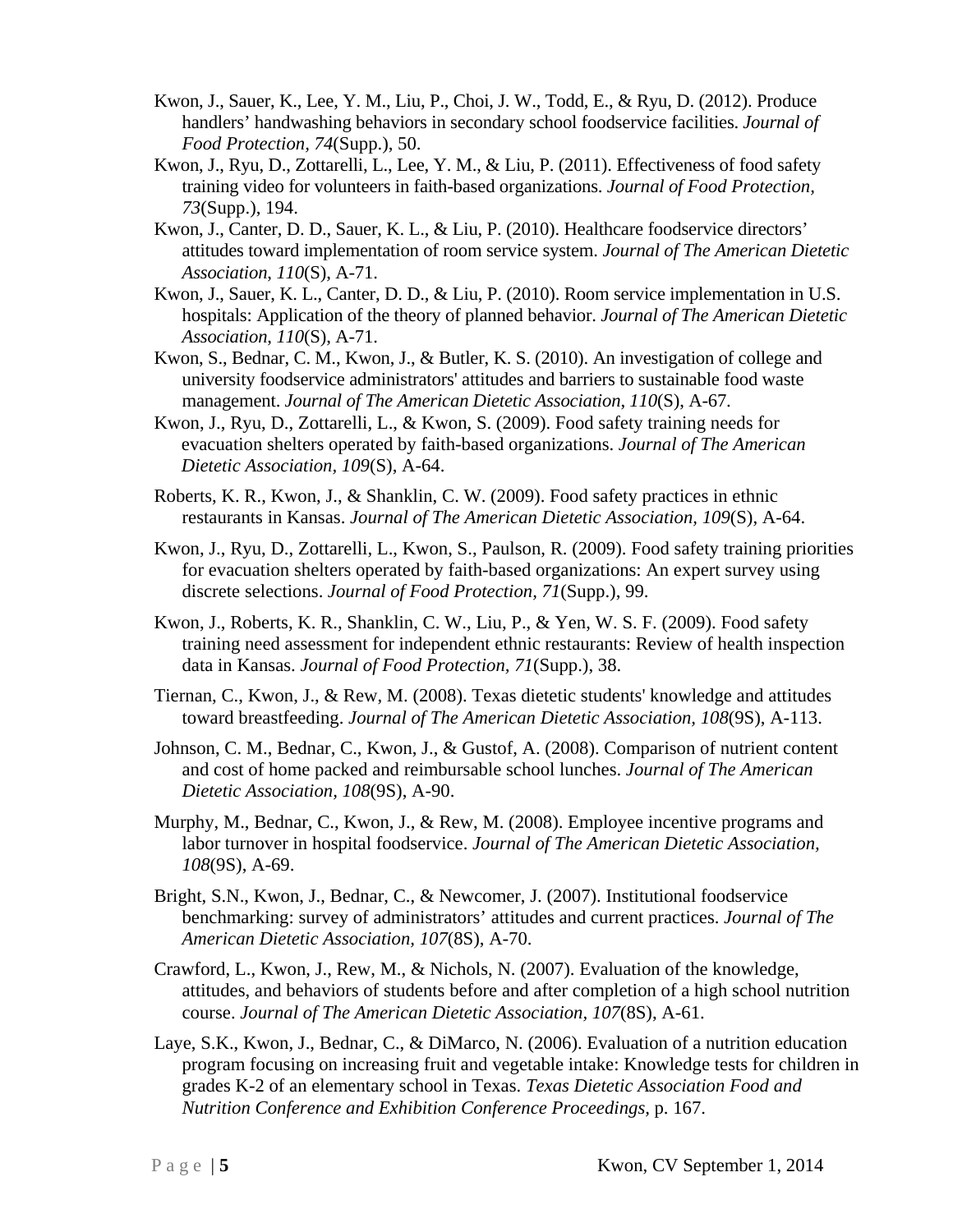Kwon, J., Sauer, K., Lee, Y. M., Liu, P., Choi, J. W., Todd, E., & Ryu, D. (2012). Produce handlers' handwashing behaviors in secondary school foodservice facilities. *Journal of Food Protection, 74*(Supp.), 50.

Kwon, J., Ryu, D., Zottarelli, L., Lee, Y. M., & Liu, P. (2011). Effectiveness of food safety training video for volunteers in faith-based organizations. *Journal of Food Protection, 73*(Supp.), 194.

Kwon, J., Canter, D. D., Sauer, K. L., & Liu, P. (2010). Healthcare foodservice directors' attitudes toward implementation of room service system. *Journal of The American Dietetic Association*, *110*(S), A-71.

Kwon, J., Sauer, K. L., Canter, D. D., & Liu, P. (2010). Room service implementation in U.S. hospitals: Application of the theory of planned behavior. *Journal of The American Dietetic Association*, *110*(S), A-71.

Kwon, S., Bednar, C. M., Kwon, J., & Butler, K. S. (2010). An investigation of college and university foodservice administrators' attitudes and barriers to sustainable food waste management. *Journal of The American Dietetic Association*, *110*(S), A-67.

Kwon, J., Ryu, D., Zottarelli, L., & Kwon, S. (2009). Food safety training needs for evacuation shelters operated by faith-based organizations. *Journal of The American Dietetic Association, 109*(S), A-64.

Roberts, K. R., Kwon, J., & Shanklin, C. W. (2009). Food safety practices in ethnic restaurants in Kansas. *Journal of The American Dietetic Association, 109*(S), A-64.

Kwon, J., Ryu, D., Zottarelli, L., Kwon, S., Paulson, R. (2009). Food safety training priorities for evacuation shelters operated by faith-based organizations: An expert survey using discrete selections. *Journal of Food Protection, 71*(Supp.), 99.

Kwon, J., Roberts, K. R., Shanklin, C. W., Liu, P., & Yen, W. S. F. (2009). Food safety training need assessment for independent ethnic restaurants: Review of health inspection data in Kansas. *Journal of Food Protection, 71*(Supp.), 38.

Tiernan, C., Kwon, J., & Rew, M. (2008). Texas dietetic students' knowledge and attitudes toward breastfeeding. *Journal of The American Dietetic Association*, *108*(9S), A-113.

Johnson, C. M., Bednar, C., Kwon, J., & Gustof, A. (2008). Comparison of nutrient content and cost of home packed and reimbursable school lunches. *Journal of The American Dietetic Association, 108*(9S), A-90.

Murphy, M., Bednar, C., Kwon, J., & Rew, M. (2008). Employee incentive programs and labor turnover in hospital foodservice. *Journal of The American Dietetic Association, 108*(9S), A-69.

Bright, S.N., Kwon, J., Bednar, C., & Newcomer, J. (2007). Institutional foodservice benchmarking: survey of administrators' attitudes and current practices. *Journal of The American Dietetic Association, 107*(8S), A-70.

Crawford, L., Kwon, J., Rew, M., & Nichols, N. (2007). Evaluation of the knowledge, attitudes, and behaviors of students before and after completion of a high school nutrition course. *Journal of The American Dietetic Association, 107*(8S), A-61.

Laye, S.K., Kwon, J., Bednar, C., & DiMarco, N. (2006). Evaluation of a nutrition education program focusing on increasing fruit and vegetable intake: Knowledge tests for children in grades K-2 of an elementary school in Texas. *Texas Dietetic Association Food and Nutrition Conference and Exhibition Conference Proceedings*, p. 167.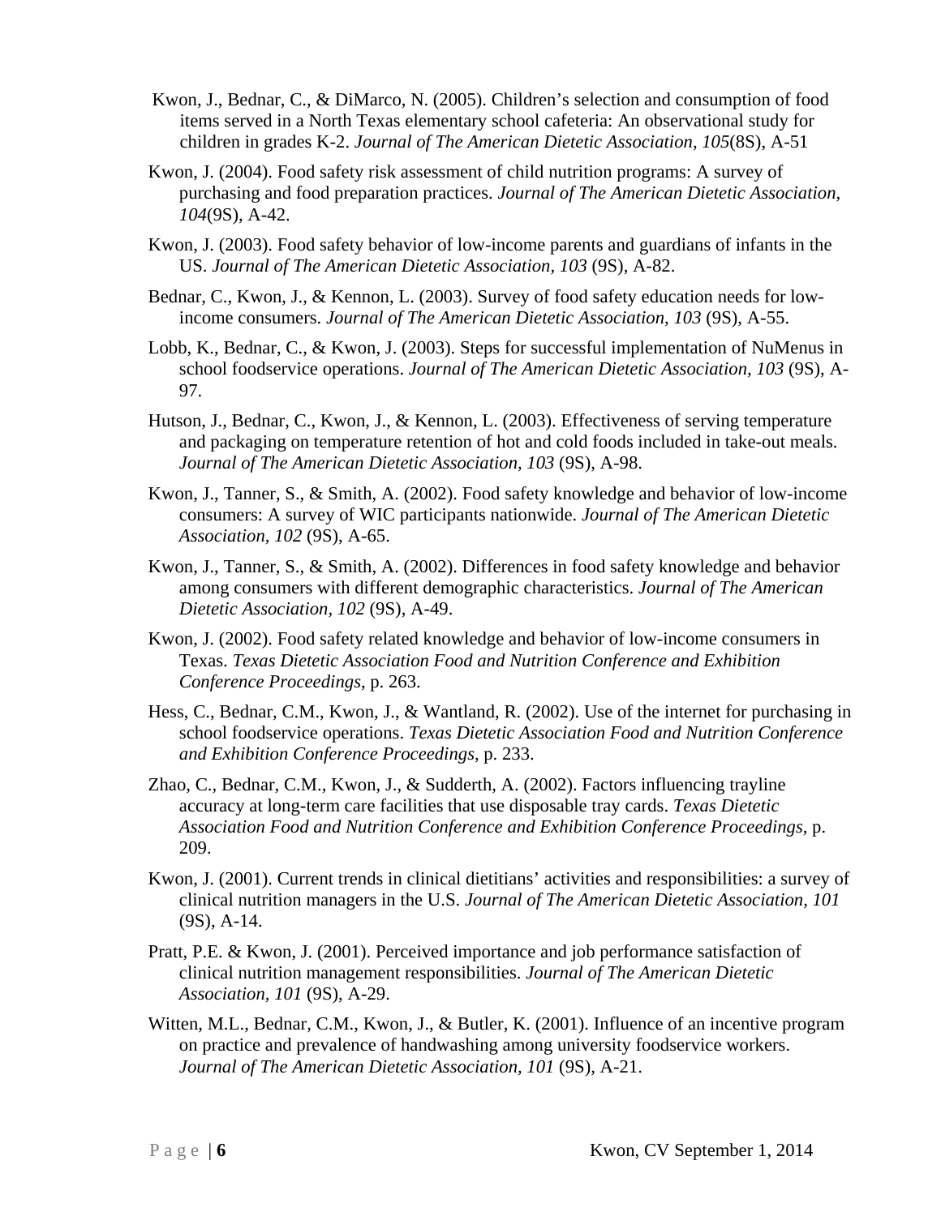Kwon, J., Bednar, C., & DiMarco, N. (2005). Children's selection and consumption of food items served in a North Texas elementary school cafeteria: An observational study for children in grades K-2. *Journal of The American Dietetic Association, 105*(8S), A-51

Kwon, J. (2004). Food safety risk assessment of child nutrition programs: A survey of purchasing and food preparation practices. *Journal of The American Dietetic Association, 104*(9S), A-42.

Kwon, J. (2003). Food safety behavior of low-income parents and guardians of infants in the US. *Journal of The American Dietetic Association, 103* (9S), A-82.

Bednar, C., Kwon, J., & Kennon, L. (2003). Survey of food safety education needs for low-income consumers. *Journal of The American Dietetic Association, 103* (9S), A-55.

Lobb, K., Bednar, C., & Kwon, J. (2003). Steps for successful implementation of NuMenus in school foodservice operations. *Journal of The American Dietetic Association, 103* (9S), A-97.

Hutson, J., Bednar, C., Kwon, J., & Kennon, L. (2003). Effectiveness of serving temperature and packaging on temperature retention of hot and cold foods included in take-out meals. *Journal of The American Dietetic Association, 103* (9S), A-98.

Kwon, J., Tanner, S., & Smith, A. (2002). Food safety knowledge and behavior of low-income consumers: A survey of WIC participants nationwide. *Journal of The American Dietetic Association, 102* (9S), A-65.

Kwon, J., Tanner, S., & Smith, A. (2002). Differences in food safety knowledge and behavior among consumers with different demographic characteristics. *Journal of The American Dietetic Association, 102* (9S), A-49.

Kwon, J. (2002). Food safety related knowledge and behavior of low-income consumers in Texas. *Texas Dietetic Association Food and Nutrition Conference and Exhibition Conference Proceedings*, p. 263.

Hess, C., Bednar, C.M., Kwon, J., & Wantland, R. (2002). Use of the internet for purchasing in school foodservice operations. *Texas Dietetic Association Food and Nutrition Conference and Exhibition Conference Proceedings*, p. 233.

Zhao, C., Bednar, C.M., Kwon, J., & Sudderth, A. (2002). Factors influencing trayline accuracy at long-term care facilities that use disposable tray cards. *Texas Dietetic Association Food and Nutrition Conference and Exhibition Conference Proceedings*, p. 209.

Kwon, J. (2001). Current trends in clinical dietitians' activities and responsibilities: a survey of clinical nutrition managers in the U.S. *Journal of The American Dietetic Association, 101* (9S), A-14.

Pratt, P.E. & Kwon, J. (2001). Perceived importance and job performance satisfaction of clinical nutrition management responsibilities. *Journal of The American Dietetic Association, 101* (9S), A-29.

Witten, M.L., Bednar, C.M., Kwon, J., & Butler, K. (2001). Influence of an incentive program on practice and prevalence of handwashing among university foodservice workers. *Journal of The American Dietetic Association, 101* (9S), A-21.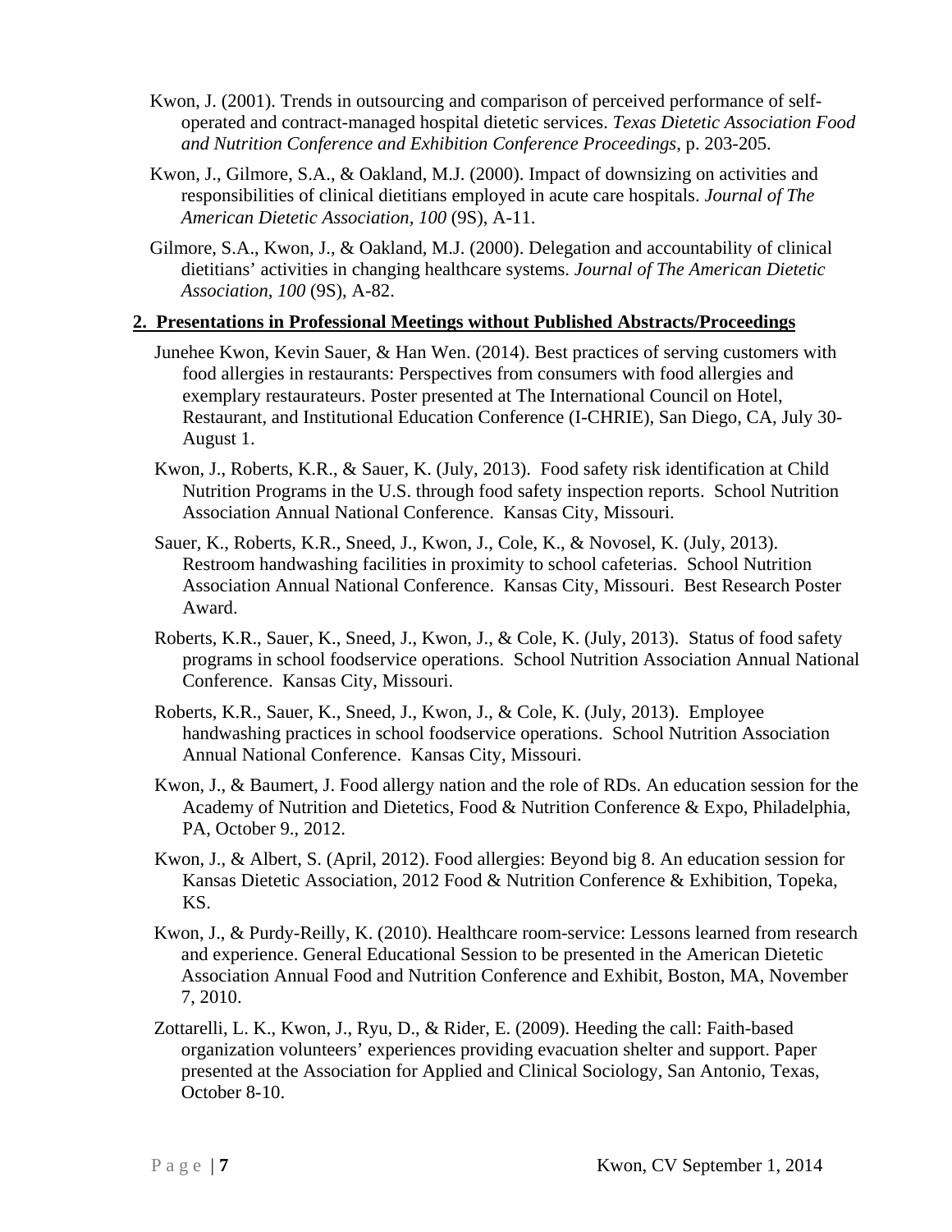Kwon, J. (2001). Trends in outsourcing and comparison of perceived performance of self-operated and contract-managed hospital dietetic services. *Texas Dietetic Association Food and Nutrition Conference and Exhibition Conference Proceedings*, p. 203-205.

Kwon, J., Gilmore, S.A., & Oakland, M.J. (2000). Impact of downsizing on activities and responsibilities of clinical dietitians employed in acute care hospitals. *Journal of The American Dietetic Association, 100* (9S), A-11.

Gilmore, S.A., Kwon, J., & Oakland, M.J. (2000). Delegation and accountability of clinical dietitians' activities in changing healthcare systems. *Journal of The American Dietetic Association, 100* (9S), A-82.

**2. Presentations in Professional Meetings without Published Abstracts/Proceedings**

Junehee Kwon, Kevin Sauer, & Han Wen. (2014). Best practices of serving customers with food allergies in restaurants: Perspectives from consumers with food allergies and exemplary restaurateurs. Poster presented at The International Council on Hotel, Restaurant, and Institutional Education Conference (I-CHRIE), San Diego, CA, July 30-August 1.

Kwon, J., Roberts, K.R., & Sauer, K. (July, 2013). Food safety risk identification at Child Nutrition Programs in the U.S. through food safety inspection reports. School Nutrition Association Annual National Conference. Kansas City, Missouri.

Sauer, K., Roberts, K.R., Sneed, J., Kwon, J., Cole, K., & Novosel, K. (July, 2013). Restroom handwashing facilities in proximity to school cafeterias. School Nutrition Association Annual National Conference. Kansas City, Missouri. Best Research Poster Award.

Roberts, K.R., Sauer, K., Sneed, J., Kwon, J., & Cole, K. (July, 2013). Status of food safety programs in school foodservice operations. School Nutrition Association Annual National Conference. Kansas City, Missouri.

Roberts, K.R., Sauer, K., Sneed, J., Kwon, J., & Cole, K. (July, 2013). Employee handwashing practices in school foodservice operations. School Nutrition Association Annual National Conference. Kansas City, Missouri.

Kwon, J., & Baumert, J. Food allergy nation and the role of RDs. An education session for the Academy of Nutrition and Dietetics, Food & Nutrition Conference & Expo, Philadelphia, PA, October 9., 2012.

Kwon, J., & Albert, S. (April, 2012). Food allergies: Beyond big 8. An education session for Kansas Dietetic Association, 2012 Food & Nutrition Conference & Exhibition, Topeka, KS.

Kwon, J., & Purdy-Reilly, K. (2010). Healthcare room-service: Lessons learned from research and experience. General Educational Session to be presented in the American Dietetic Association Annual Food and Nutrition Conference and Exhibit, Boston, MA, November 7, 2010.

Zottarelli, L. K., Kwon, J., Ryu, D., & Rider, E. (2009). Heeding the call: Faith-based organization volunteers' experiences providing evacuation shelter and support. Paper presented at the Association for Applied and Clinical Sociology, San Antonio, Texas, October 8-10.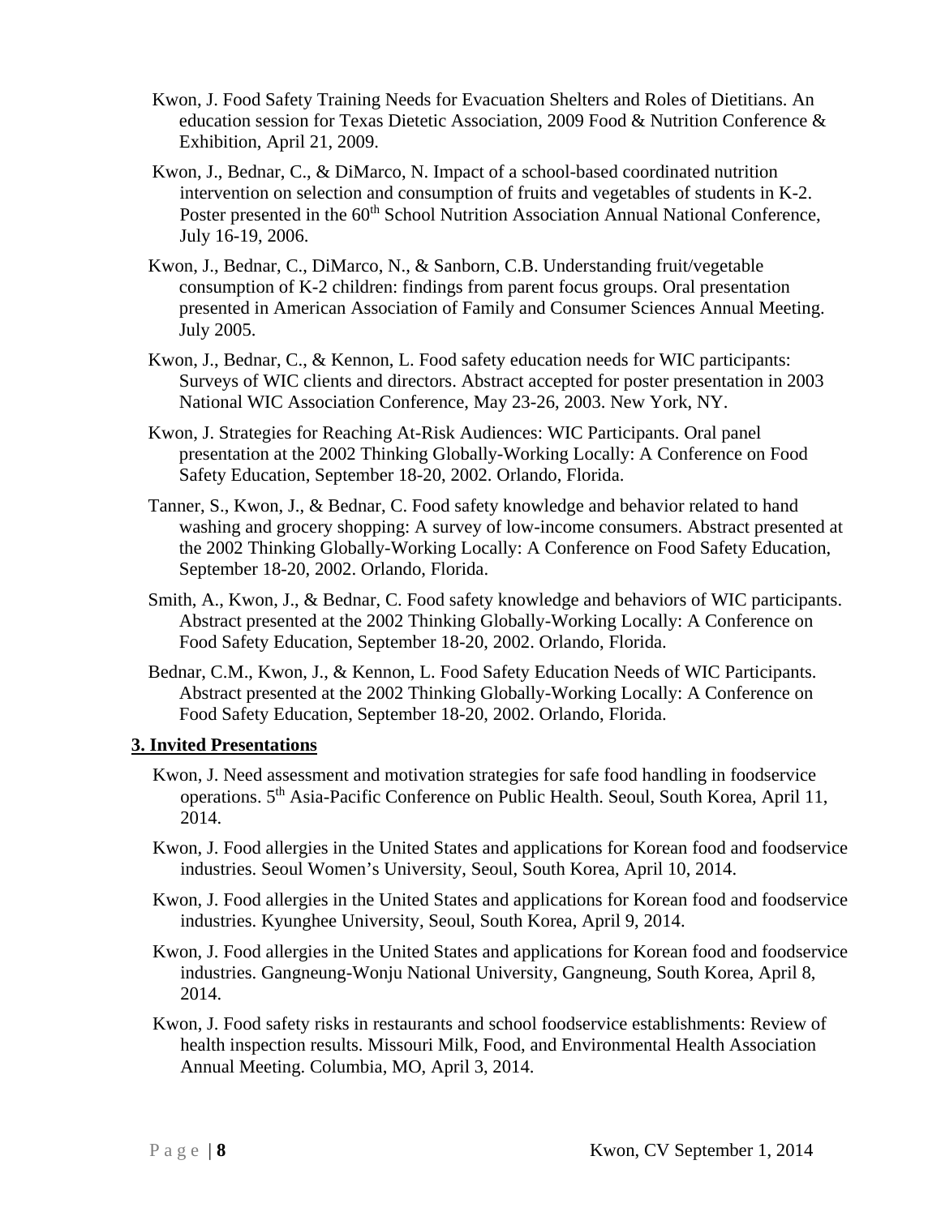Kwon, J. Food Safety Training Needs for Evacuation Shelters and Roles of Dietitians. An education session for Texas Dietetic Association, 2009 Food & Nutrition Conference & Exhibition, April 21, 2009.

Kwon, J., Bednar, C., & DiMarco, N. Impact of a school-based coordinated nutrition intervention on selection and consumption of fruits and vegetables of students in K-2. Poster presented in the 60th School Nutrition Association Annual National Conference, July 16-19, 2006.

Kwon, J., Bednar, C., DiMarco, N., & Sanborn, C.B. Understanding fruit/vegetable consumption of K-2 children: findings from parent focus groups. Oral presentation presented in American Association of Family and Consumer Sciences Annual Meeting. July 2005.

Kwon, J., Bednar, C., & Kennon, L. Food safety education needs for WIC participants: Surveys of WIC clients and directors. Abstract accepted for poster presentation in 2003 National WIC Association Conference, May 23-26, 2003. New York, NY.

Kwon, J. Strategies for Reaching At-Risk Audiences: WIC Participants. Oral panel presentation at the 2002 Thinking Globally-Working Locally: A Conference on Food Safety Education, September 18-20, 2002. Orlando, Florida.

Tanner, S., Kwon, J., & Bednar, C. Food safety knowledge and behavior related to hand washing and grocery shopping: A survey of low-income consumers. Abstract presented at the 2002 Thinking Globally-Working Locally: A Conference on Food Safety Education, September 18-20, 2002. Orlando, Florida.

Smith, A., Kwon, J., & Bednar, C. Food safety knowledge and behaviors of WIC participants. Abstract presented at the 2002 Thinking Globally-Working Locally: A Conference on Food Safety Education, September 18-20, 2002. Orlando, Florida.

Bednar, C.M., Kwon, J., & Kennon, L. Food Safety Education Needs of WIC Participants. Abstract presented at the 2002 Thinking Globally-Working Locally: A Conference on Food Safety Education, September 18-20, 2002. Orlando, Florida.

## 3. Invited Presentations

Kwon, J. Need assessment and motivation strategies for safe food handling in foodservice operations. 5th Asia-Pacific Conference on Public Health. Seoul, South Korea, April 11, 2014.

Kwon, J. Food allergies in the United States and applications for Korean food and foodservice industries. Seoul Women's University, Seoul, South Korea, April 10, 2014.

Kwon, J. Food allergies in the United States and applications for Korean food and foodservice industries. Kyunghee University, Seoul, South Korea, April 9, 2014.

Kwon, J. Food allergies in the United States and applications for Korean food and foodservice industries. Gangneung-Wonju National University, Gangneung, South Korea, April 8, 2014.

Kwon, J. Food safety risks in restaurants and school foodservice establishments: Review of health inspection results. Missouri Milk, Food, and Environmental Health Association Annual Meeting. Columbia, MO, April 3, 2014.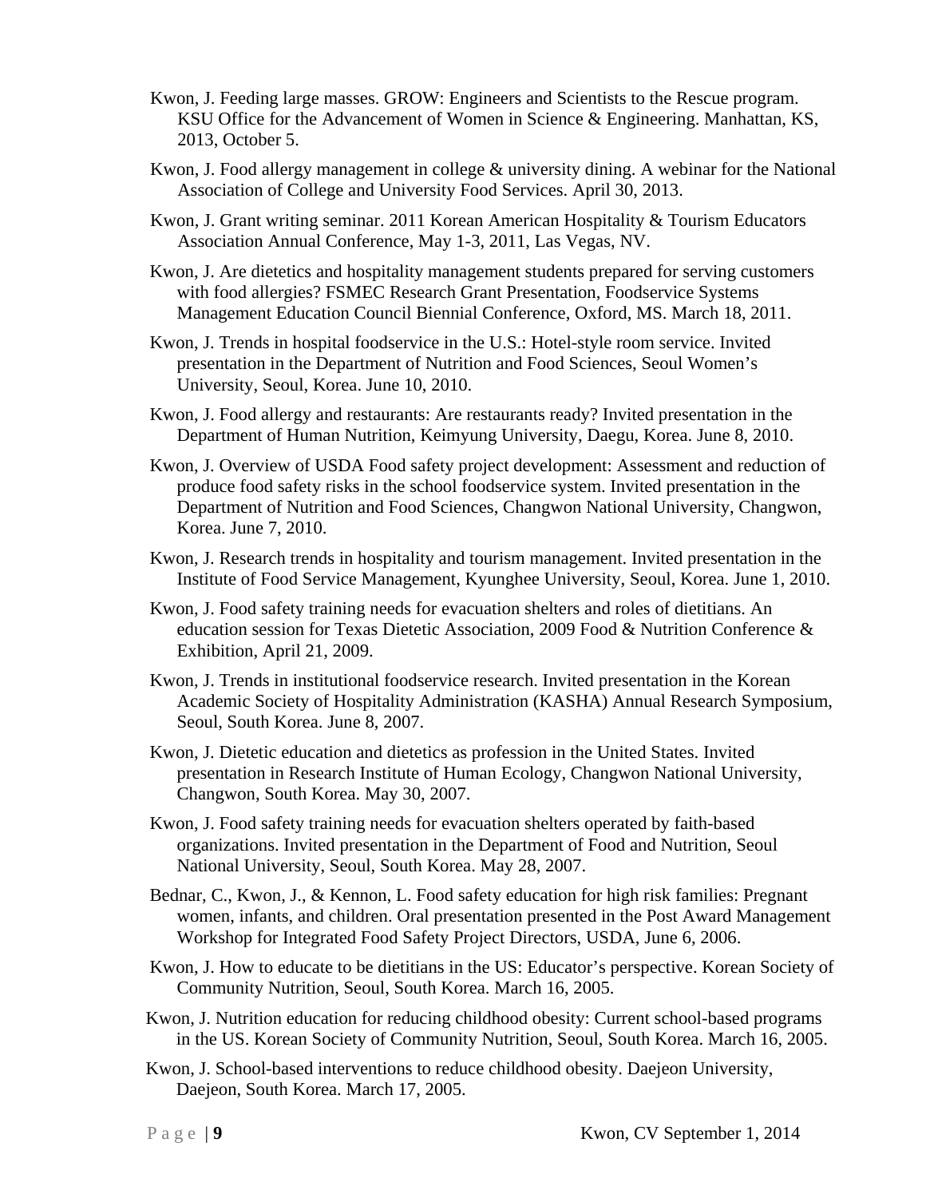Kwon, J. Feeding large masses. GROW: Engineers and Scientists to the Rescue program. KSU Office for the Advancement of Women in Science & Engineering. Manhattan, KS, 2013, October 5.

Kwon, J. Food allergy management in college & university dining. A webinar for the National Association of College and University Food Services. April 30, 2013.

Kwon, J. Grant writing seminar. 2011 Korean American Hospitality & Tourism Educators Association Annual Conference, May 1-3, 2011, Las Vegas, NV.

Kwon, J. Are dietetics and hospitality management students prepared for serving customers with food allergies? FSMEC Research Grant Presentation, Foodservice Systems Management Education Council Biennial Conference, Oxford, MS. March 18, 2011.

Kwon, J. Trends in hospital foodservice in the U.S.: Hotel-style room service. Invited presentation in the Department of Nutrition and Food Sciences, Seoul Women's University, Seoul, Korea. June 10, 2010.

Kwon, J. Food allergy and restaurants: Are restaurants ready? Invited presentation in the Department of Human Nutrition, Keimyung University, Daegu, Korea. June 8, 2010.

Kwon, J. Overview of USDA Food safety project development: Assessment and reduction of produce food safety risks in the school foodservice system. Invited presentation in the Department of Nutrition and Food Sciences, Changwon National University, Changwon, Korea. June 7, 2010.

Kwon, J. Research trends in hospitality and tourism management. Invited presentation in the Institute of Food Service Management, Kyunghee University, Seoul, Korea. June 1, 2010.

Kwon, J. Food safety training needs for evacuation shelters and roles of dietitians. An education session for Texas Dietetic Association, 2009 Food & Nutrition Conference & Exhibition, April 21, 2009.

Kwon, J. Trends in institutional foodservice research. Invited presentation in the Korean Academic Society of Hospitality Administration (KASHA) Annual Research Symposium, Seoul, South Korea. June 8, 2007.

Kwon, J. Dietetic education and dietetics as profession in the United States. Invited presentation in Research Institute of Human Ecology, Changwon National University, Changwon, South Korea. May 30, 2007.

Kwon, J. Food safety training needs for evacuation shelters operated by faith-based organizations. Invited presentation in the Department of Food and Nutrition, Seoul National University, Seoul, South Korea. May 28, 2007.

Bednar, C., Kwon, J., & Kennon, L. Food safety education for high risk families: Pregnant women, infants, and children. Oral presentation presented in the Post Award Management Workshop for Integrated Food Safety Project Directors, USDA, June 6, 2006.

Kwon, J. How to educate to be dietitians in the US: Educator's perspective. Korean Society of Community Nutrition, Seoul, South Korea. March 16, 2005.

Kwon, J. Nutrition education for reducing childhood obesity: Current school-based programs in the US. Korean Society of Community Nutrition, Seoul, South Korea. March 16, 2005.

Kwon, J. School-based interventions to reduce childhood obesity. Daejeon University, Daejeon, South Korea. March 17, 2005.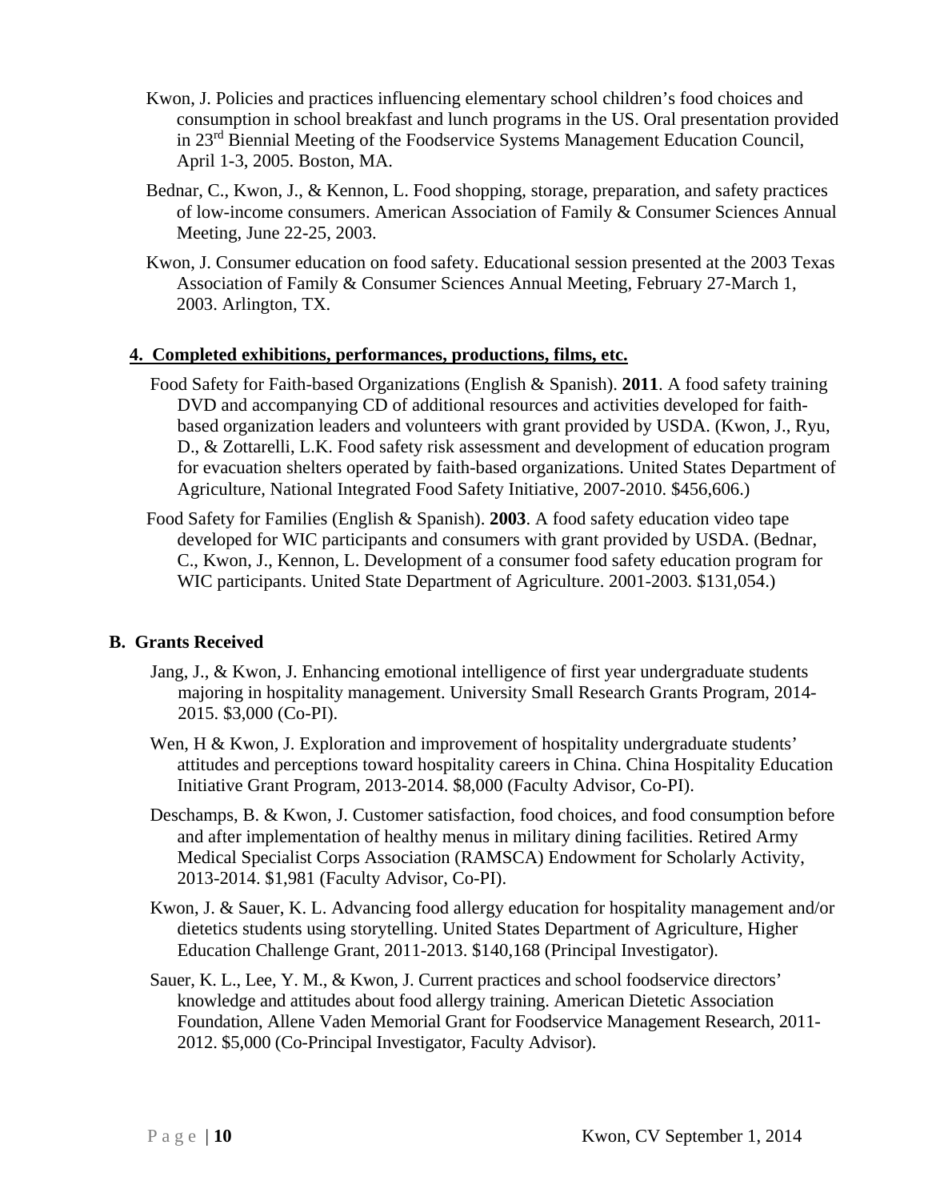Kwon, J. Policies and practices influencing elementary school children's food choices and consumption in school breakfast and lunch programs in the US. Oral presentation provided in 23rd Biennial Meeting of the Foodservice Systems Management Education Council, April 1-3, 2005. Boston, MA.

Bednar, C., Kwon, J., & Kennon, L. Food shopping, storage, preparation, and safety practices of low-income consumers. American Association of Family & Consumer Sciences Annual Meeting, June 22-25, 2003.

Kwon, J. Consumer education on food safety. Educational session presented at the 2003 Texas Association of Family & Consumer Sciences Annual Meeting, February 27-March 1, 2003. Arlington, TX.

### 4. Completed exhibitions, performances, productions, films, etc.

Food Safety for Faith-based Organizations (English & Spanish). **2011**. A food safety training DVD and accompanying CD of additional resources and activities developed for faith-based organization leaders and volunteers with grant provided by USDA. (Kwon, J., Ryu, D., & Zottarelli, L.K. Food safety risk assessment and development of education program for evacuation shelters operated by faith-based organizations. United States Department of Agriculture, National Integrated Food Safety Initiative, 2007-2010. $456,606.)

Food Safety for Families (English & Spanish). **2003**. A food safety education video tape developed for WIC participants and consumers with grant provided by USDA. (Bednar, C., Kwon, J., Kennon, L. Development of a consumer food safety education program for WIC participants. United State Department of Agriculture. 2001-2003. $131,054.)

## B. Grants Received

Jang, J., & Kwon, J. Enhancing emotional intelligence of first year undergraduate students majoring in hospitality management. University Small Research Grants Program, 2014-2015. $3,000 (Co-PI).

Wen, H & Kwon, J. Exploration and improvement of hospitality undergraduate students' attitudes and perceptions toward hospitality careers in China. China Hospitality Education Initiative Grant Program, 2013-2014. $8,000 (Faculty Advisor, Co-PI).

Deschamps, B. & Kwon, J. Customer satisfaction, food choices, and food consumption before and after implementation of healthy menus in military dining facilities. Retired Army Medical Specialist Corps Association (RAMSCA) Endowment for Scholarly Activity, 2013-2014. $1,981 (Faculty Advisor, Co-PI).

Kwon, J. & Sauer, K. L. Advancing food allergy education for hospitality management and/or dietetics students using storytelling. United States Department of Agriculture, Higher Education Challenge Grant, 2011-2013. $140,168 (Principal Investigator).

Sauer, K. L., Lee, Y. M., & Kwon, J. Current practices and school foodservice directors' knowledge and attitudes about food allergy training. American Dietetic Association Foundation, Allene Vaden Memorial Grant for Foodservice Management Research, 2011-2012. $5,000 (Co-Principal Investigator, Faculty Advisor).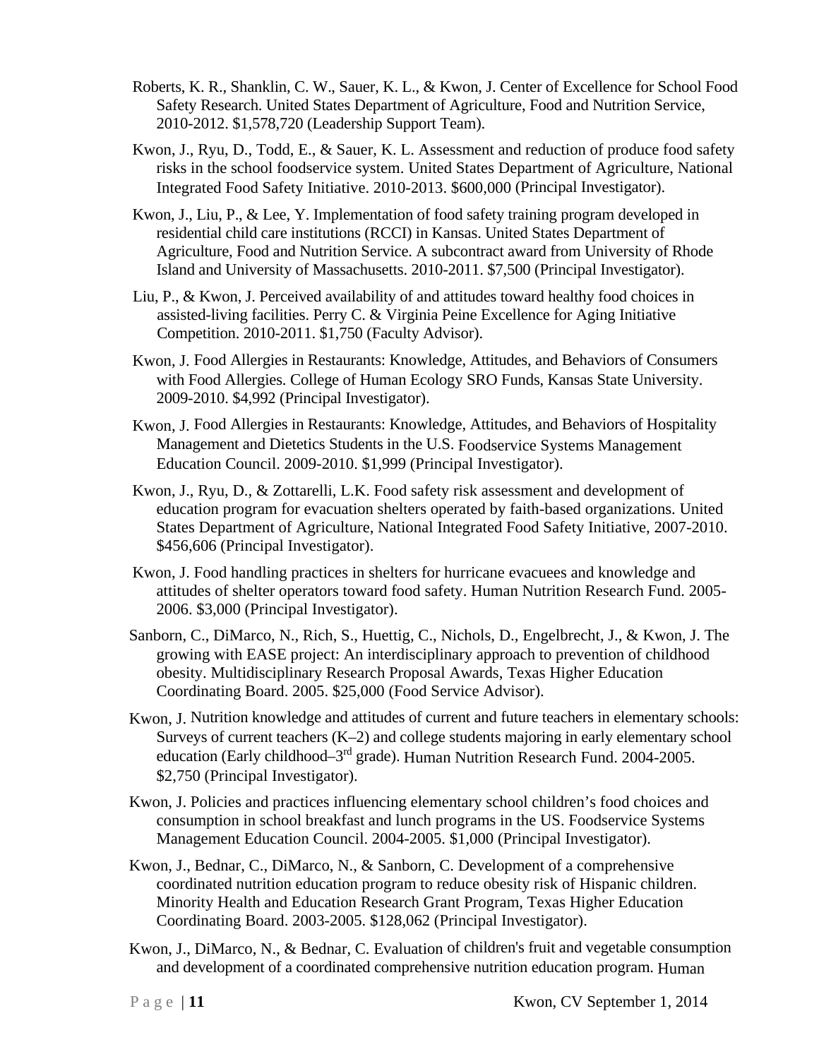Roberts, K. R., Shanklin, C. W., Sauer, K. L., & Kwon, J. Center of Excellence for School Food Safety Research. United States Department of Agriculture, Food and Nutrition Service, 2010-2012. $1,578,720 (Leadership Support Team).

Kwon, J., Ryu, D., Todd, E., & Sauer, K. L. Assessment and reduction of produce food safety risks in the school foodservice system. United States Department of Agriculture, National Integrated Food Safety Initiative. 2010-2013. $600,000 (Principal Investigator).

Kwon, J., Liu, P., & Lee, Y. Implementation of food safety training program developed in residential child care institutions (RCCI) in Kansas. United States Department of Agriculture, Food and Nutrition Service. A subcontract award from University of Rhode Island and University of Massachusetts. 2010-2011. $7,500 (Principal Investigator).

Liu, P., & Kwon, J. Perceived availability of and attitudes toward healthy food choices in assisted-living facilities. Perry C. & Virginia Peine Excellence for Aging Initiative Competition. 2010-2011. $1,750 (Faculty Advisor).

Kwon, J. Food Allergies in Restaurants: Knowledge, Attitudes, and Behaviors of Consumers with Food Allergies. College of Human Ecology SRO Funds, Kansas State University. 2009-2010. $4,992 (Principal Investigator).

Kwon, J. Food Allergies in Restaurants: Knowledge, Attitudes, and Behaviors of Hospitality Management and Dietetics Students in the U.S. Foodservice Systems Management Education Council. 2009-2010. $1,999 (Principal Investigator).

Kwon, J., Ryu, D., & Zottarelli, L.K. Food safety risk assessment and development of education program for evacuation shelters operated by faith-based organizations. United States Department of Agriculture, National Integrated Food Safety Initiative, 2007-2010. $456,606 (Principal Investigator).

Kwon, J. Food handling practices in shelters for hurricane evacuees and knowledge and attitudes of shelter operators toward food safety. Human Nutrition Research Fund. 2005-2006. $3,000 (Principal Investigator).

Sanborn, C., DiMarco, N., Rich, S., Huettig, C., Nichols, D., Engelbrecht, J., & Kwon, J. The growing with EASE project: An interdisciplinary approach to prevention of childhood obesity. Multidisciplinary Research Proposal Awards, Texas Higher Education Coordinating Board. 2005. $25,000 (Food Service Advisor).

Kwon, J. Nutrition knowledge and attitudes of current and future teachers in elementary schools: Surveys of current teachers (K–2) and college students majoring in early elementary school education (Early childhood–3rd grade). Human Nutrition Research Fund. 2004-2005. $2,750 (Principal Investigator).

Kwon, J. Policies and practices influencing elementary school children's food choices and consumption in school breakfast and lunch programs in the US. Foodservice Systems Management Education Council. 2004-2005. $1,000 (Principal Investigator).

Kwon, J., Bednar, C., DiMarco, N., & Sanborn, C. Development of a comprehensive coordinated nutrition education program to reduce obesity risk of Hispanic children. Minority Health and Education Research Grant Program, Texas Higher Education Coordinating Board. 2003-2005. $128,062 (Principal Investigator).

Kwon, J., DiMarco, N., & Bednar, C. Evaluation of children's fruit and vegetable consumption and development of a coordinated comprehensive nutrition education program. Human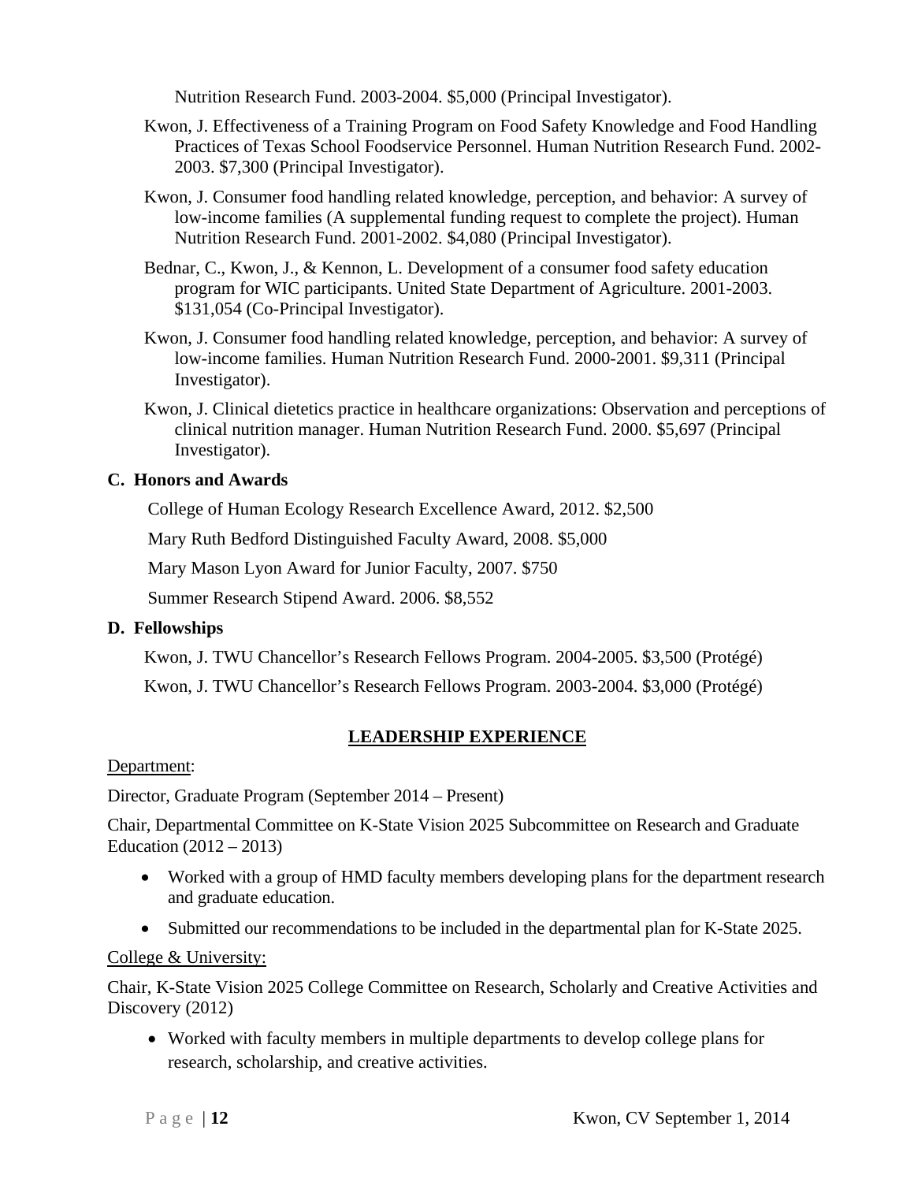Nutrition Research Fund. 2003-2004. $5,000 (Principal Investigator).

Kwon, J. Effectiveness of a Training Program on Food Safety Knowledge and Food Handling Practices of Texas School Foodservice Personnel. Human Nutrition Research Fund. 2002-2003. $7,300 (Principal Investigator).

Kwon, J. Consumer food handling related knowledge, perception, and behavior: A survey of low-income families (A supplemental funding request to complete the project). Human Nutrition Research Fund. 2001-2002. $4,080 (Principal Investigator).

Bednar, C., Kwon, J., & Kennon, L. Development of a consumer food safety education program for WIC participants. United State Department of Agriculture. 2001-2003. $131,054 (Co-Principal Investigator).

Kwon, J. Consumer food handling related knowledge, perception, and behavior: A survey of low-income families. Human Nutrition Research Fund. 2000-2001. $9,311 (Principal Investigator).

Kwon, J. Clinical dietetics practice in healthcare organizations: Observation and perceptions of clinical nutrition manager. Human Nutrition Research Fund. 2000. $5,697 (Principal Investigator).

### C. Honors and Awards

College of Human Ecology Research Excellence Award, 2012. $2,500

Mary Ruth Bedford Distinguished Faculty Award, 2008. $5,000

Mary Mason Lyon Award for Junior Faculty, 2007. $750

Summer Research Stipend Award. 2006. $8,552

### D. Fellowships

Kwon, J. TWU Chancellor's Research Fellows Program. 2004-2005. $3,500 (Protégé)

Kwon, J. TWU Chancellor's Research Fellows Program. 2003-2004. $3,000 (Protégé)

## LEADERSHIP EXPERIENCE

Department:

Director, Graduate Program (September 2014 – Present)

Chair, Departmental Committee on K-State Vision 2025 Subcommittee on Research and Graduate Education (2012 – 2013)

- Worked with a group of HMD faculty members developing plans for the department research and graduate education.
- Submitted our recommendations to be included in the departmental plan for K-State 2025.

College & University:

Chair, K-State Vision 2025 College Committee on Research, Scholarly and Creative Activities and Discovery (2012)

- Worked with faculty members in multiple departments to develop college plans for research, scholarship, and creative activities.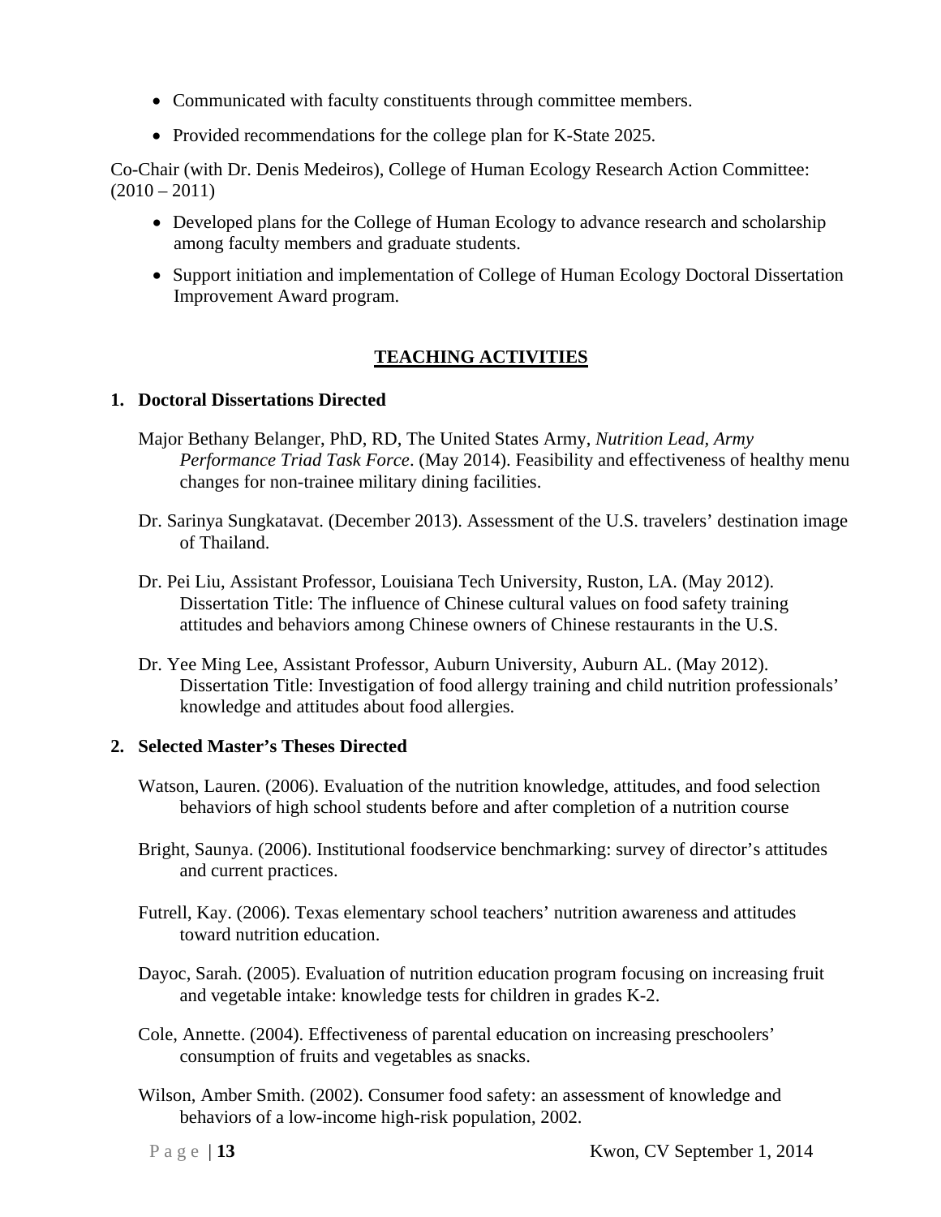- Communicated with faculty constituents through committee members.
- Provided recommendations for the college plan for K-State 2025.

Co-Chair (with Dr. Denis Medeiros), College of Human Ecology Research Action Committee: (2010 – 2011)

- Developed plans for the College of Human Ecology to advance research and scholarship among faculty members and graduate students.
- Support initiation and implementation of College of Human Ecology Doctoral Dissertation Improvement Award program.

## TEACHING ACTIVITIES

**1. Doctoral Dissertations Directed**

Major Bethany Belanger, PhD, RD, The United States Army, *Nutrition Lead, Army Performance Triad Task Force*. (May 2014). Feasibility and effectiveness of healthy menu changes for non-trainee military dining facilities.

Dr. Sarinya Sungkatavat. (December 2013). Assessment of the U.S. travelers' destination image of Thailand.

Dr. Pei Liu, Assistant Professor, Louisiana Tech University, Ruston, LA. (May 2012). Dissertation Title: The influence of Chinese cultural values on food safety training attitudes and behaviors among Chinese owners of Chinese restaurants in the U.S.

Dr. Yee Ming Lee, Assistant Professor, Auburn University, Auburn AL. (May 2012). Dissertation Title: Investigation of food allergy training and child nutrition professionals' knowledge and attitudes about food allergies.

**2. Selected Master's Theses Directed**

Watson, Lauren. (2006). Evaluation of the nutrition knowledge, attitudes, and food selection behaviors of high school students before and after completion of a nutrition course

Bright, Saunya. (2006). Institutional foodservice benchmarking: survey of director's attitudes and current practices.

Futrell, Kay. (2006). Texas elementary school teachers' nutrition awareness and attitudes toward nutrition education.

Dayoc, Sarah. (2005). Evaluation of nutrition education program focusing on increasing fruit and vegetable intake: knowledge tests for children in grades K-2.

Cole, Annette. (2004). Effectiveness of parental education on increasing preschoolers' consumption of fruits and vegetables as snacks.

Wilson, Amber Smith. (2002). Consumer food safety: an assessment of knowledge and behaviors of a low-income high-risk population, 2002.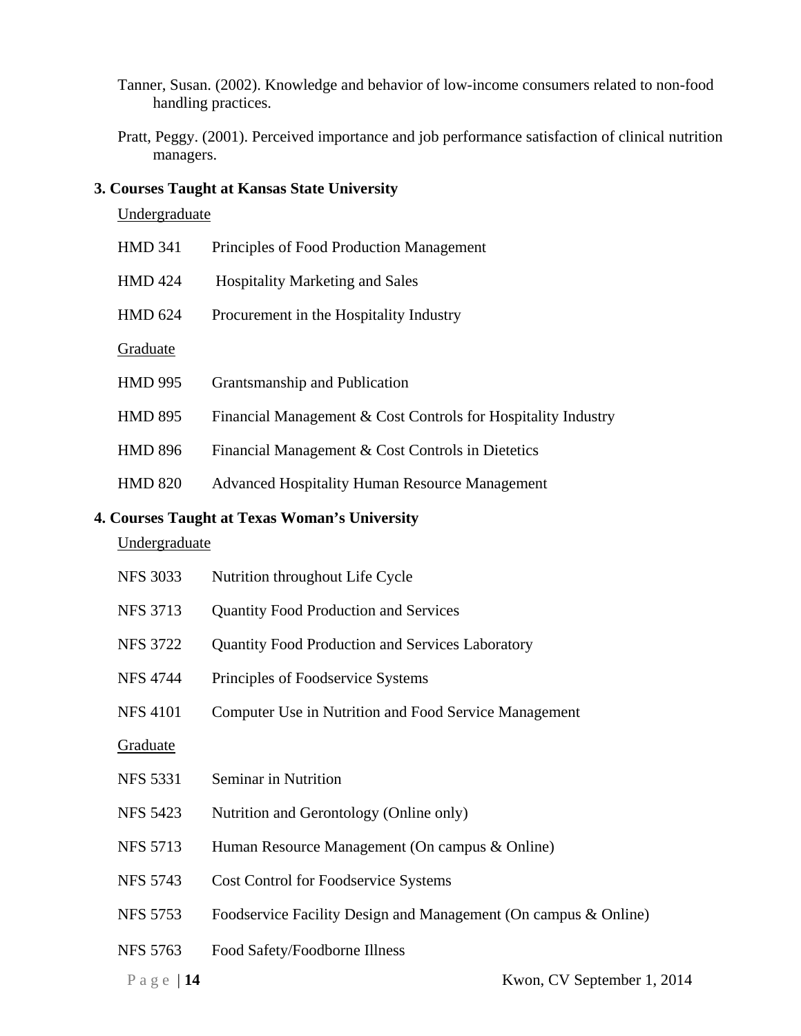Tanner, Susan. (2002). Knowledge and behavior of low-income consumers related to non-food handling practices.

Pratt, Peggy. (2001). Perceived importance and job performance satisfaction of clinical nutrition managers.

### 3. Courses Taught at Kansas State University

Undergraduate

HMD 341 Principles of Food Production Management

HMD 424 Hospitality Marketing and Sales

HMD 624 Procurement in the Hospitality Industry

Graduate

HMD 995 Grantsmanship and Publication

HMD 895 Financial Management & Cost Controls for Hospitality Industry

HMD 896 Financial Management & Cost Controls in Dietetics

HMD 820 Advanced Hospitality Human Resource Management

### 4. Courses Taught at Texas Woman's University

Undergraduate

NFS 3033 Nutrition throughout Life Cycle

NFS 3713 Quantity Food Production and Services

NFS 3722 Quantity Food Production and Services Laboratory

NFS 4744 Principles of Foodservice Systems

NFS 4101 Computer Use in Nutrition and Food Service Management

Graduate

NFS 5331 Seminar in Nutrition

NFS 5423 Nutrition and Gerontology (Online only)

NFS 5713 Human Resource Management (On campus & Online)

NFS 5743 Cost Control for Foodservice Systems

NFS 5753 Foodservice Facility Design and Management (On campus & Online)

NFS 5763 Food Safety/Foodborne Illness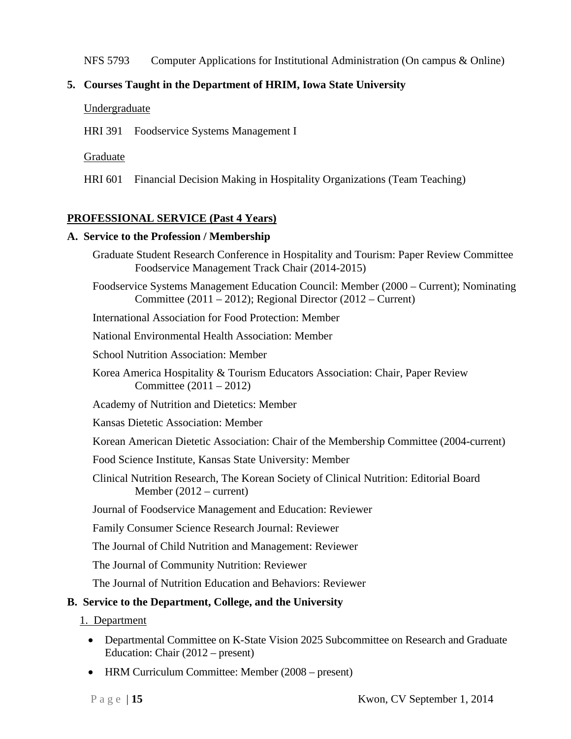NFS 5793 Computer Applications for Institutional Administration (On campus & Online)

**5. Courses Taught in the Department of HRIM, Iowa State University**

Undergraduate

HRI 391 Foodservice Systems Management I

Graduate

HRI 601 Financial Decision Making in Hospitality Organizations (Team Teaching)

## PROFESSIONAL SERVICE (Past 4 Years)

**A. Service to the Profession / Membership**

Graduate Student Research Conference in Hospitality and Tourism: Paper Review Committee Foodservice Management Track Chair (2014-2015)

Foodservice Systems Management Education Council: Member (2000 – Current); Nominating Committee (2011 – 2012); Regional Director (2012 – Current)

International Association for Food Protection: Member

National Environmental Health Association: Member

School Nutrition Association: Member

Korea America Hospitality & Tourism Educators Association: Chair, Paper Review Committee (2011 – 2012)

Academy of Nutrition and Dietetics: Member

Kansas Dietetic Association: Member

Korean American Dietetic Association: Chair of the Membership Committee (2004-current)

Food Science Institute, Kansas State University: Member

Clinical Nutrition Research, The Korean Society of Clinical Nutrition: Editorial Board Member (2012 – current)

Journal of Foodservice Management and Education: Reviewer

Family Consumer Science Research Journal: Reviewer

The Journal of Child Nutrition and Management: Reviewer

The Journal of Community Nutrition: Reviewer

The Journal of Nutrition Education and Behaviors: Reviewer

**B. Service to the Department, College, and the University**

1. Department

- Departmental Committee on K-State Vision 2025 Subcommittee on Research and Graduate Education: Chair (2012 – present)
- HRM Curriculum Committee: Member (2008 – present)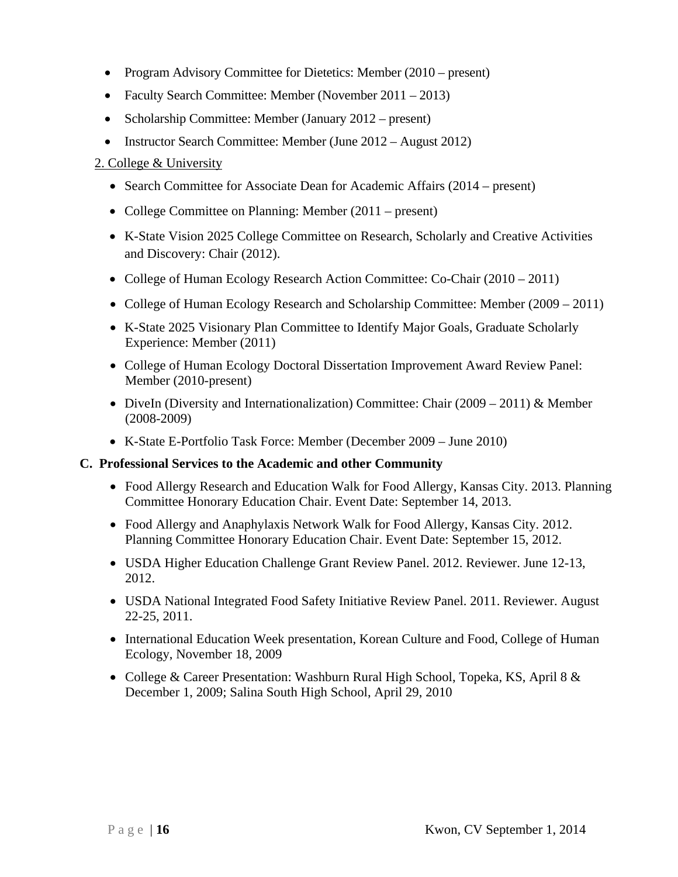- Program Advisory Committee for Dietetics: Member (2010 – present)
- Faculty Search Committee: Member (November 2011 – 2013)
- Scholarship Committee: Member (January 2012 – present)
- Instructor Search Committee: Member (June 2012 – August 2012)

2. College & University

- Search Committee for Associate Dean for Academic Affairs (2014 – present)
- College Committee on Planning: Member (2011 – present)
- K-State Vision 2025 College Committee on Research, Scholarly and Creative Activities and Discovery: Chair (2012).
- College of Human Ecology Research Action Committee: Co-Chair (2010 – 2011)
- College of Human Ecology Research and Scholarship Committee: Member (2009 – 2011)
- K-State 2025 Visionary Plan Committee to Identify Major Goals, Graduate Scholarly Experience: Member (2011)
- College of Human Ecology Doctoral Dissertation Improvement Award Review Panel: Member (2010-present)
- DiveIn (Diversity and Internationalization) Committee: Chair (2009 – 2011) & Member (2008-2009)
- K-State E-Portfolio Task Force: Member (December 2009 – June 2010)

**C. Professional Services to the Academic and other Community**

- Food Allergy Research and Education Walk for Food Allergy, Kansas City. 2013. Planning Committee Honorary Education Chair. Event Date: September 14, 2013.
- Food Allergy and Anaphylaxis Network Walk for Food Allergy, Kansas City. 2012. Planning Committee Honorary Education Chair. Event Date: September 15, 2012.
- USDA Higher Education Challenge Grant Review Panel. 2012. Reviewer. June 12-13, 2012.
- USDA National Integrated Food Safety Initiative Review Panel. 2011. Reviewer. August 22-25, 2011.
- International Education Week presentation, Korean Culture and Food, College of Human Ecology, November 18, 2009
- College & Career Presentation: Washburn Rural High School, Topeka, KS, April 8 & December 1, 2009; Salina South High School, April 29, 2010